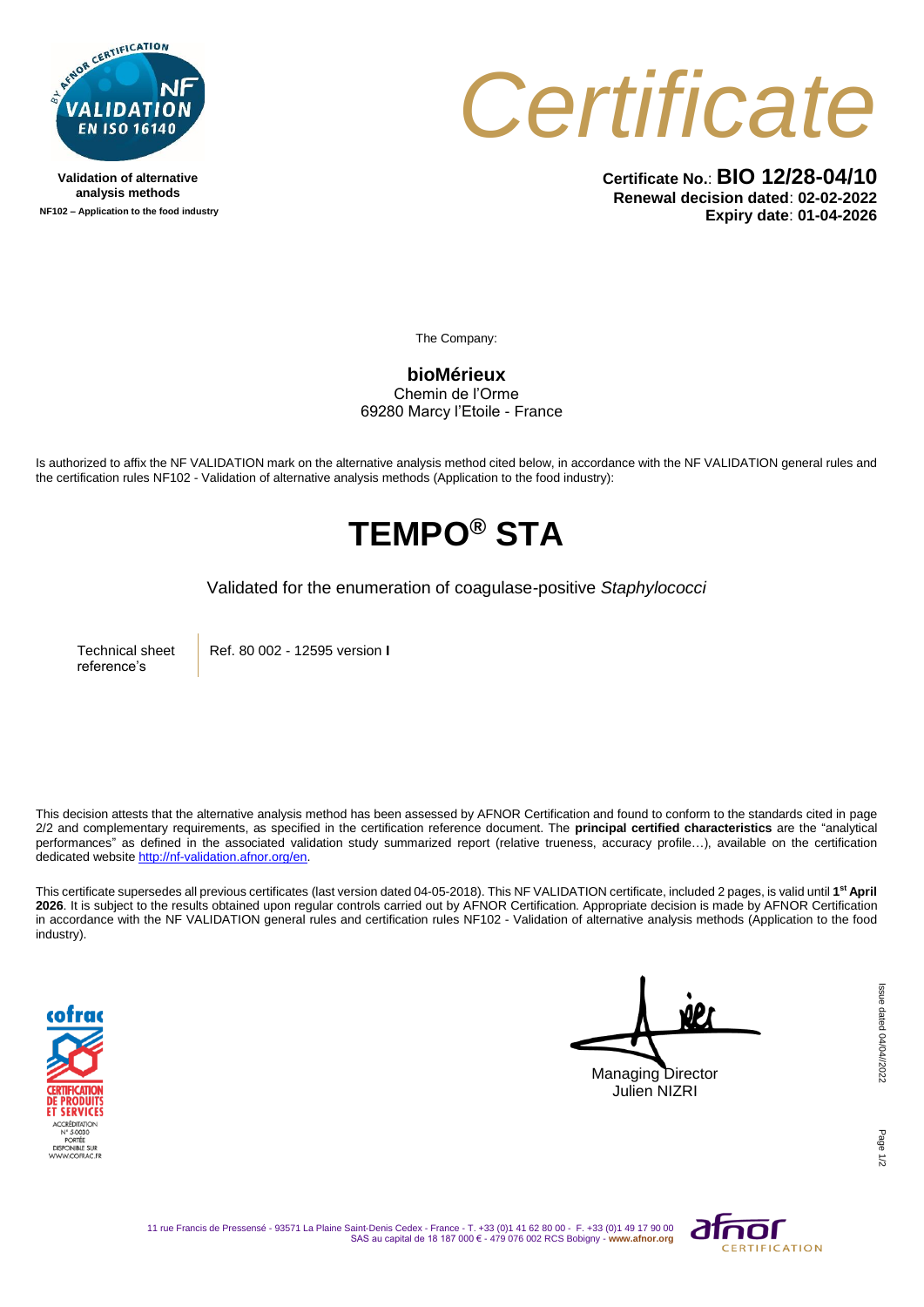Validation of alternative analysis methods

NF102 – Application to the food industry

# Certificate

**Certificate No.**: **BIO 12/28-04/10**
**Renewal decision dated**: **02-02-2022**
**Expiry date**: **01-04-2026**

The Company:

**bioMérieux**
Chemin de l'Orme
69280 Marcy l'Etoile - France

Is authorized to affix the NF VALIDATION mark on the alternative analysis method cited below, in accordance with the NF VALIDATION general rules and the certification rules NF102 - Validation of alternative analysis methods (Application to the food industry):

# TEMPO® STA

Validated for the enumeration of coagulase-positive *Staphylococci*

| Technical sheet reference's | Ref. 80 002 - 12595 version **I** |
|---|---|

This decision attests that the alternative analysis method has been assessed by AFNOR Certification and found to conform to the standards cited in page 2/2 and complementary requirements, as specified in the certification reference document. The **principal certified characteristics** are the "analytical performances" as defined in the associated validation study summarized report (relative trueness, accuracy profile…), available on the certification dedicated website http://nf-validation.afnor.org/en.

This certificate supersedes all previous certificates (last version dated 04-05-2018). This NF VALIDATION certificate, included 2 pages, is valid until **1st April 2026**. It is subject to the results obtained upon regular controls carried out by AFNOR Certification. Appropriate decision is made by AFNOR Certification in accordance with the NF VALIDATION general rules and certification rules NF102 - Validation of alternative analysis methods (Application to the food industry).

Managing Director
Julien NIZRI

Issue dated 04/04/2022

11 rue Francis de Pressensé - 93571 La Plaine Saint-Denis Cedex - France - T. +33 (0)1 41 62 80 00 - F. +33 (0)1 49 17 90 00
SAS au capital de 18 187 000 € - 479 076 002 RCS Bobigny - **www.afnor.org**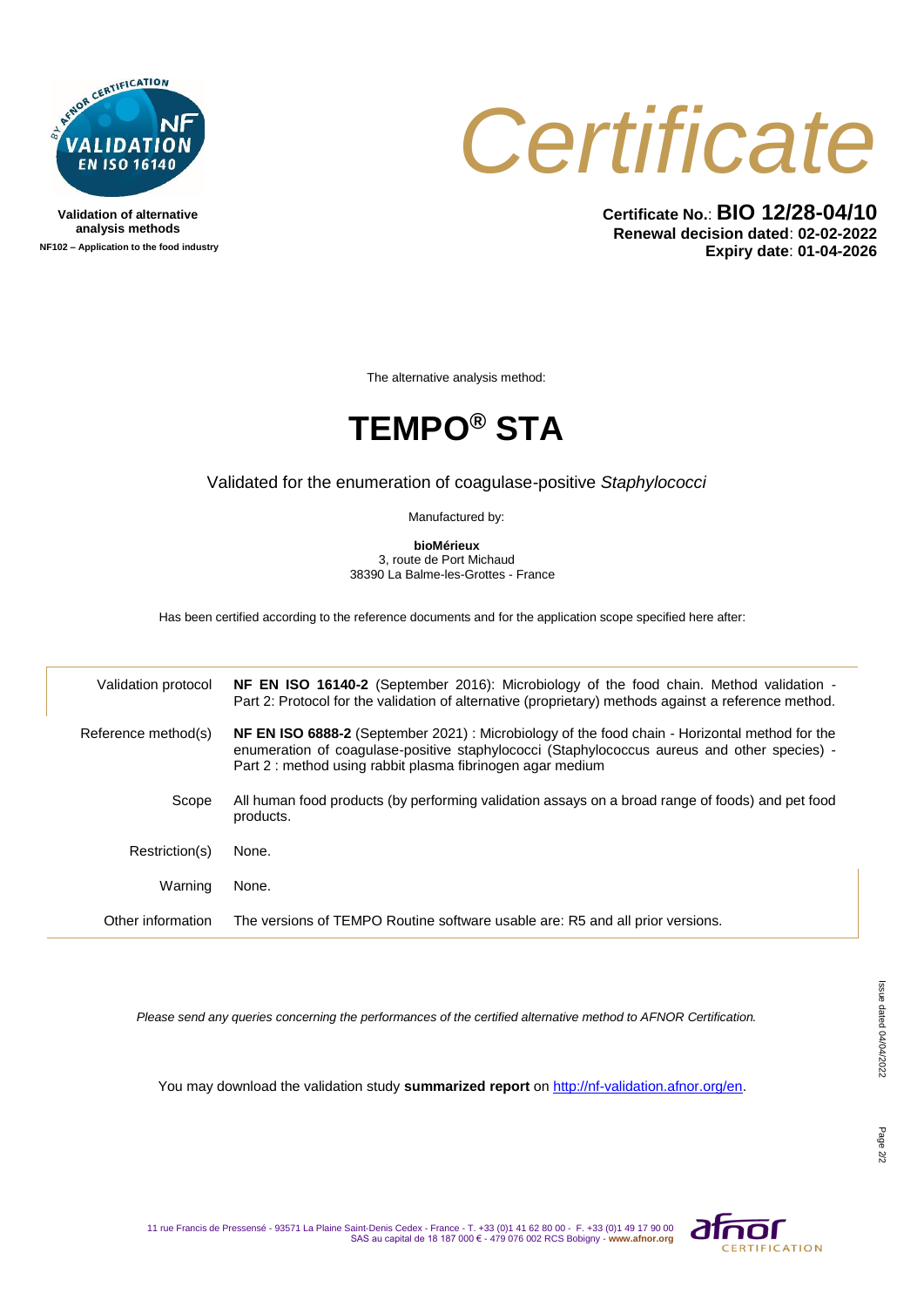Validation of alternative analysis methods

NF102 – Application to the food industry

# *Certificate*

**Certificate No.**: **BIO 12/28-04/10**
**Renewal decision dated**: **02-02-2022**
**Expiry date**: **01-04-2026**

The alternative analysis method:

# TEMPO® STA

Validated for the enumeration of coagulase-positive *Staphylococci*

Manufactured by:

**bioMérieux**
3, route de Port Michaud
38390 La Balme-les-Grottes - France

Has been certified according to the reference documents and for the application scope specified here after:

| | |
|---|---|
| Validation protocol | **NF EN ISO 16140-2** (September 2016): Microbiology of the food chain. Method validation - Part 2: Protocol for the validation of alternative (proprietary) methods against a reference method. |
| Reference method(s) | **NF EN ISO 6888-2** (September 2021) : Microbiology of the food chain - Horizontal method for the enumeration of coagulase-positive staphylococci (Staphylococcus aureus and other species) - Part 2 : method using rabbit plasma fibrinogen agar medium |
| Scope | All human food products (by performing validation assays on a broad range of foods) and pet food products. |
| Restriction(s) | None. |
| Warning | None. |
| Other information | The versions of TEMPO Routine software usable are: R5 and all prior versions. |

*Please send any queries concerning the performances of the certified alternative method to AFNOR Certification.*

You may download the validation study **summarized report** on http://nf-validation.afnor.org/en.

Issue dated 04/04/2022

11 rue Francis de Pressensé - 93571 La Plaine Saint-Denis Cedex - France - T. +33 (0)1 41 62 80 00 - F. +33 (0)1 49 17 90 00
SAS au capital de 18 187 000 € - 479 076 002 RCS Bobigny - **www.afnor.org**